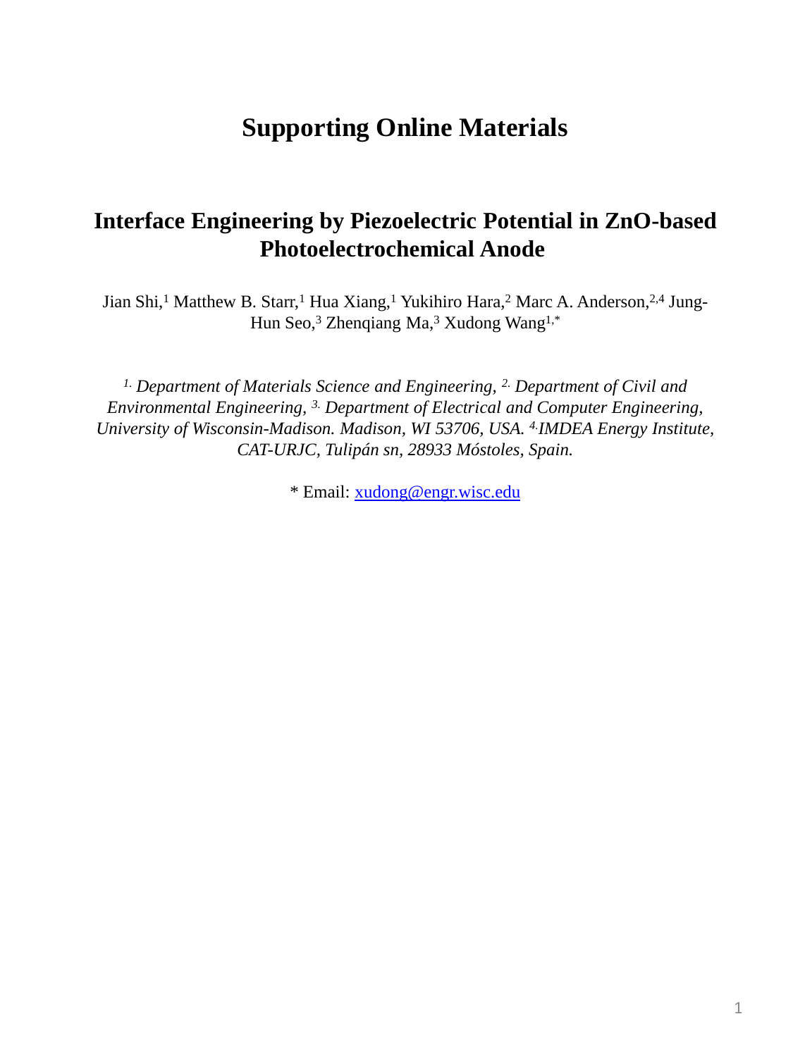# Supporting Online Materials

## Interface Engineering by Piezoelectric Potential in ZnO-based Photoelectrochemical Anode

Jian Shi,[1] Matthew B. Starr,[1] Hua Xiang,[1] Yukihiro Hara,[2] Marc A. Anderson,[2,4] Jung-Hun Seo,[3] Zhenqiang Ma,[3] Xudong Wang[1,*]

*[1.] Department of Materials Science and Engineering, [2.] Department of Civil and Environmental Engineering, [3.] Department of Electrical and Computer Engineering, University of Wisconsin-Madison. Madison, WI 53706, USA. [4.]IMDEA Energy Institute, CAT-URJC, Tulipán sn, 28933 Móstoles, Spain.*

* Email: xudong@engr.wisc.edu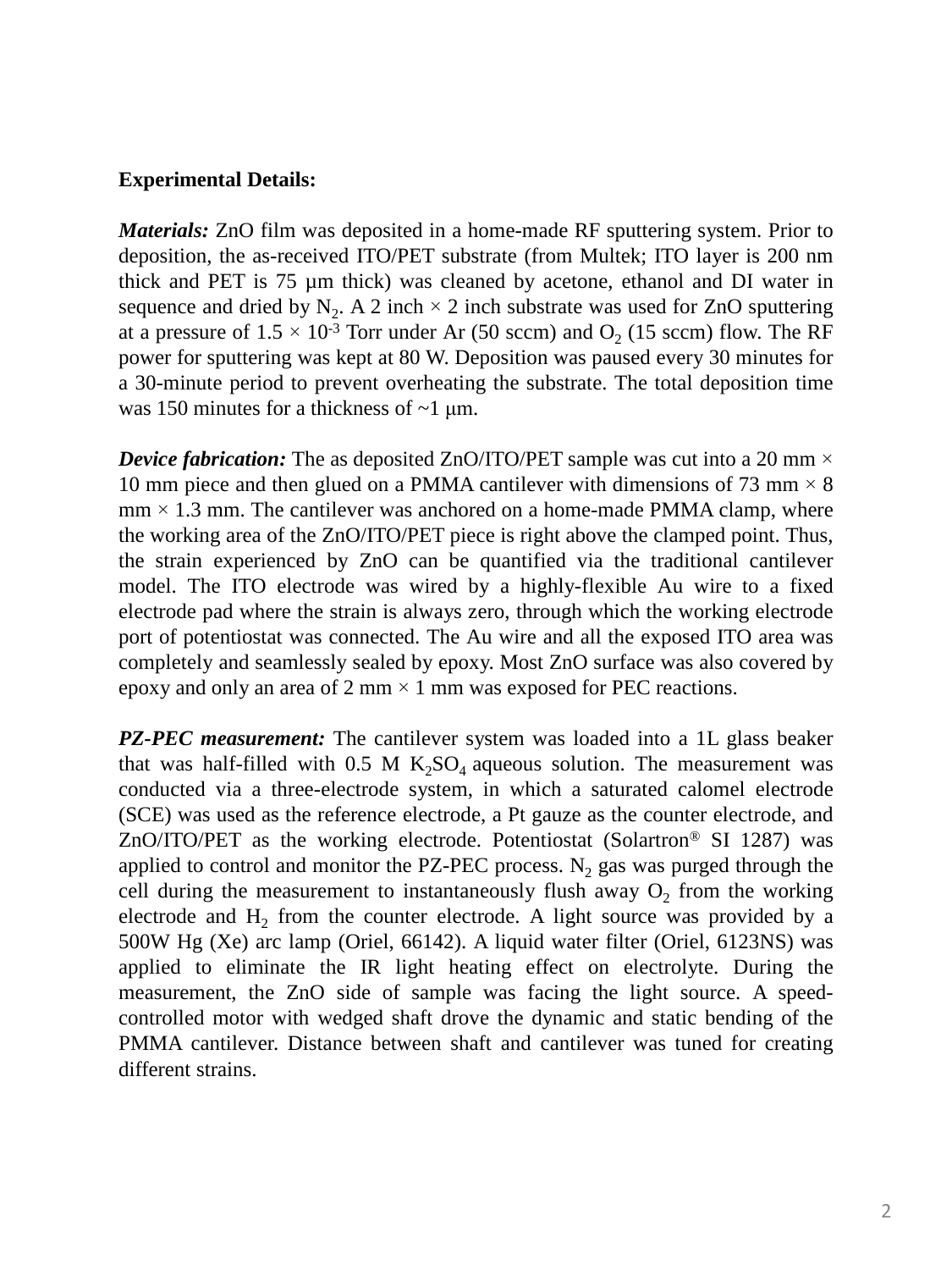**Experimental Details:**

***Materials:*** ZnO film was deposited in a home-made RF sputtering system. Prior to deposition, the as-received ITO/PET substrate (from Multek; ITO layer is 200 nm thick and PET is 75 µm thick) was cleaned by acetone, ethanol and DI water in sequence and dried by $N_2$. A 2 inch × 2 inch substrate was used for ZnO sputtering at a pressure of $1.5 \times 10^{-3}$ Torr under Ar (50 sccm) and $O_2$ (15 sccm) flow. The RF power for sputtering was kept at 80 W. Deposition was paused every 30 minutes for a 30-minute period to prevent overheating the substrate. The total deposition time was 150 minutes for a thickness of ~1 µm.

***Device fabrication:*** The as deposited ZnO/ITO/PET sample was cut into a 20 mm × 10 mm piece and then glued on a PMMA cantilever with dimensions of 73 mm × 8 mm × 1.3 mm. The cantilever was anchored on a home-made PMMA clamp, where the working area of the ZnO/ITO/PET piece is right above the clamped point. Thus, the strain experienced by ZnO can be quantified via the traditional cantilever model. The ITO electrode was wired by a highly-flexible Au wire to a fixed electrode pad where the strain is always zero, through which the working electrode port of potentiostat was connected. The Au wire and all the exposed ITO area was completely and seamlessly sealed by epoxy. Most ZnO surface was also covered by epoxy and only an area of 2 mm × 1 mm was exposed for PEC reactions.

***PZ-PEC measurement:*** The cantilever system was loaded into a 1L glass beaker that was half-filled with 0.5 M $K_2SO_4$ aqueous solution. The measurement was conducted via a three-electrode system, in which a saturated calomel electrode (SCE) was used as the reference electrode, a Pt gauze as the counter electrode, and ZnO/ITO/PET as the working electrode. Potentiostat (Solartron® SI 1287) was applied to control and monitor the PZ-PEC process. $N_2$ gas was purged through the cell during the measurement to instantaneously flush away $O_2$ from the working electrode and $H_2$ from the counter electrode. A light source was provided by a 500W Hg (Xe) arc lamp (Oriel, 66142). A liquid water filter (Oriel, 6123NS) was applied to eliminate the IR light heating effect on electrolyte. During the measurement, the ZnO side of sample was facing the light source. A speed-controlled motor with wedged shaft drove the dynamic and static bending of the PMMA cantilever. Distance between shaft and cantilever was tuned for creating different strains.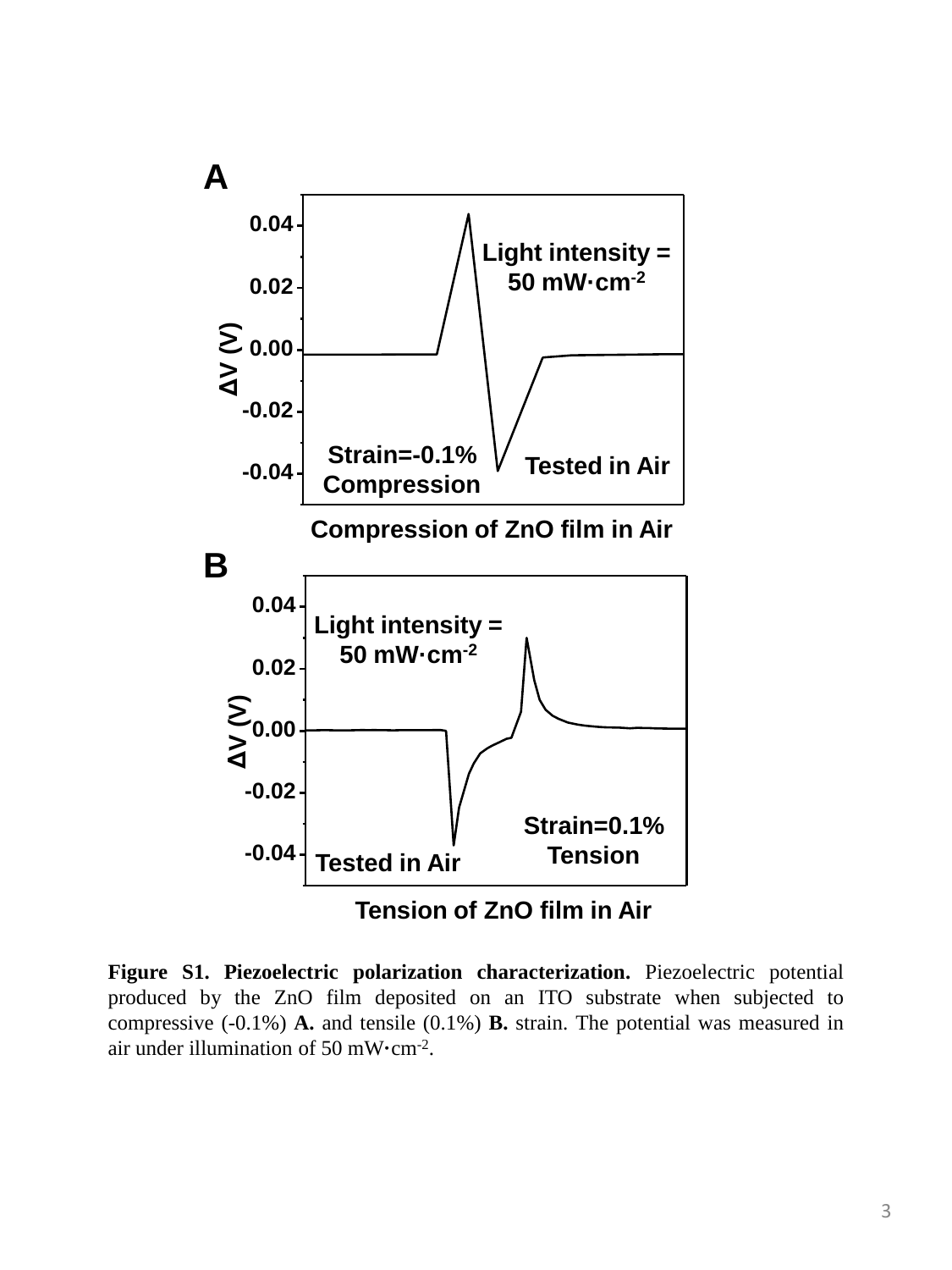**Figure S1. Piezoelectric polarization characterization.** Piezoelectric potential produced by the ZnO film deposited on an ITO substrate when subjected to compressive (-0.1%) **A.** and tensile (0.1%) **B.** strain. The potential was measured in air under illumination of 50 mW·cm$^{-2}$.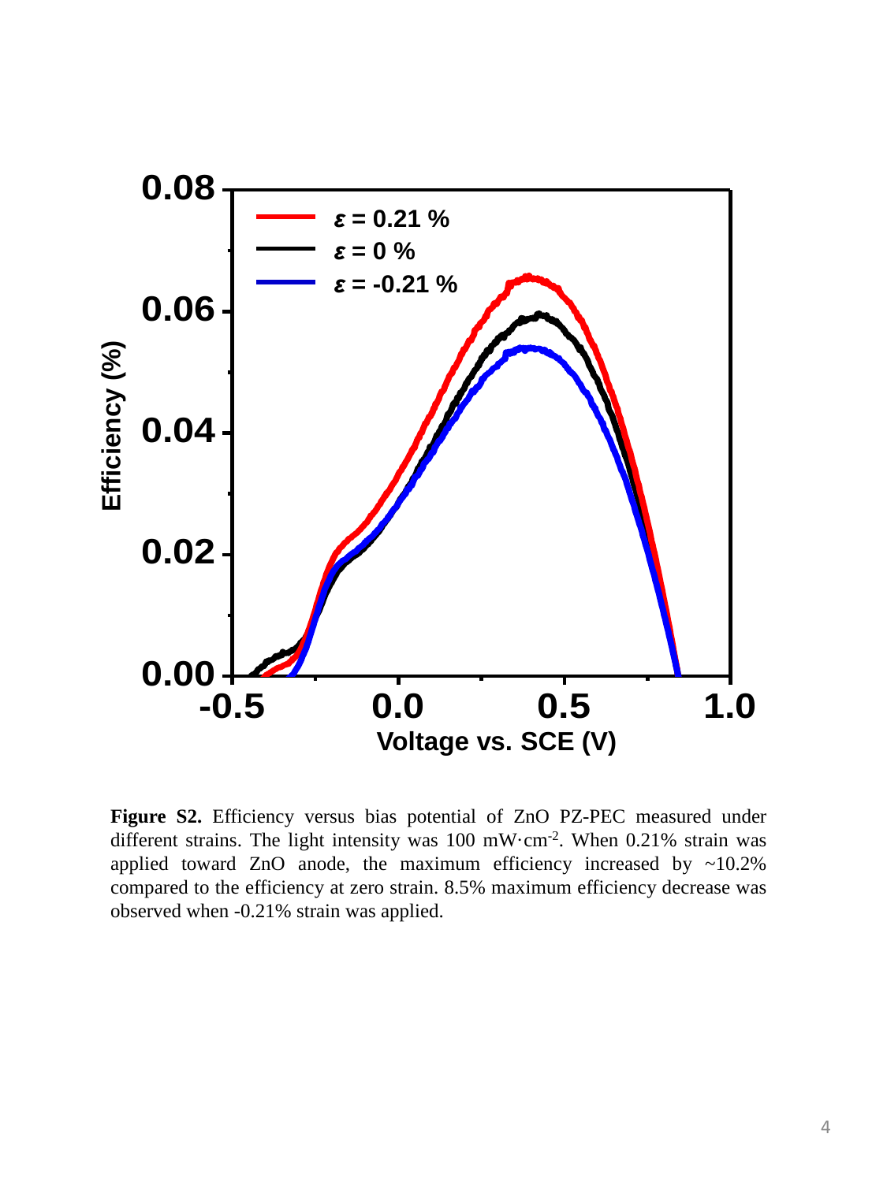**Figure S2.** Efficiency versus bias potential of ZnO PZ-PEC measured under different strains. The light intensity was 100 mW·cm$^{-2}$. When 0.21% strain was applied toward ZnO anode, the maximum efficiency increased by ~10.2% compared to the efficiency at zero strain. 8.5% maximum efficiency decrease was observed when -0.21% strain was applied.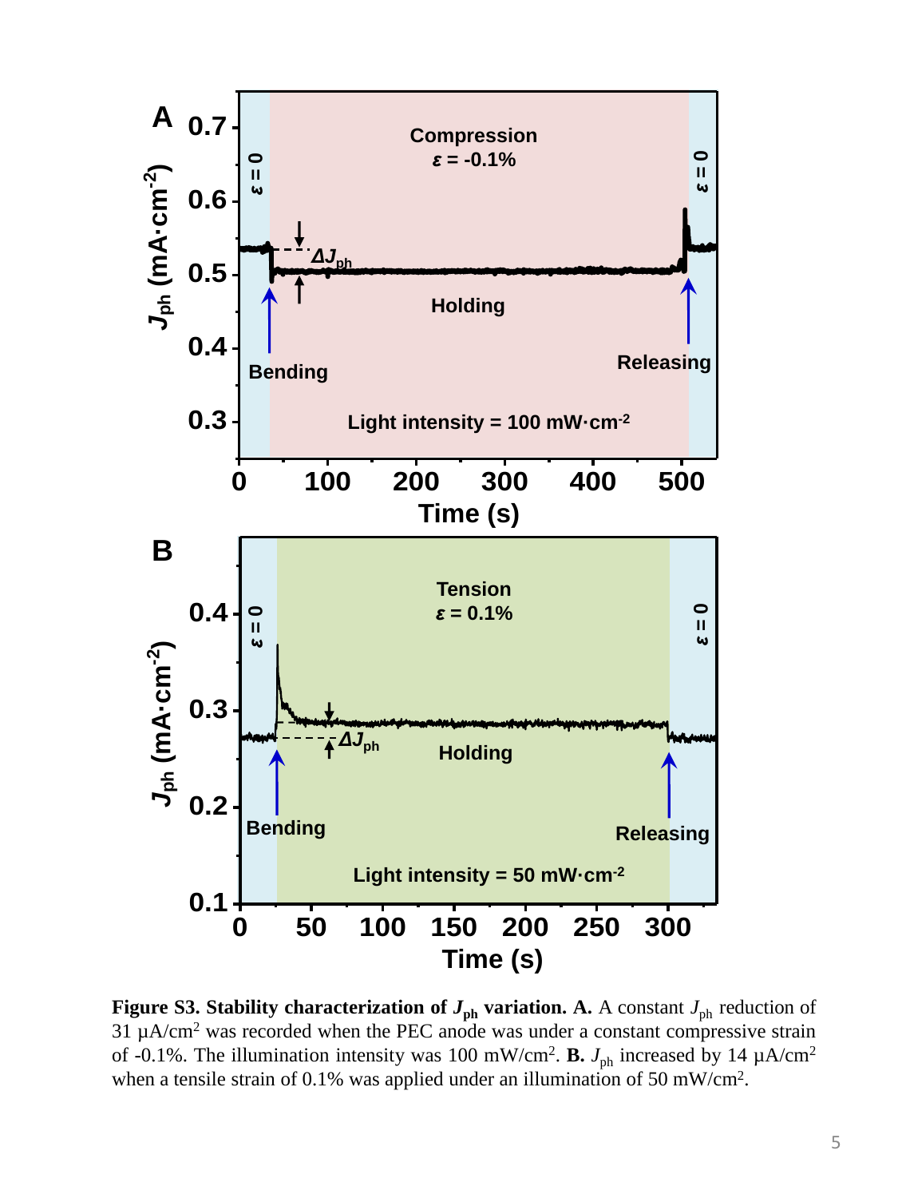**Figure S3. Stability characterization of $J_{ph}$ variation. A.** A constant $J_{ph}$ reduction of 31 μA/cm$^2$ was recorded when the PEC anode was under a constant compressive strain of -0.1%. The illumination intensity was 100 mW/cm$^2$. **B.** $J_{ph}$ increased by 14 μA/cm$^2$ when a tensile strain of 0.1% was applied under an illumination of 50 mW/cm$^2$.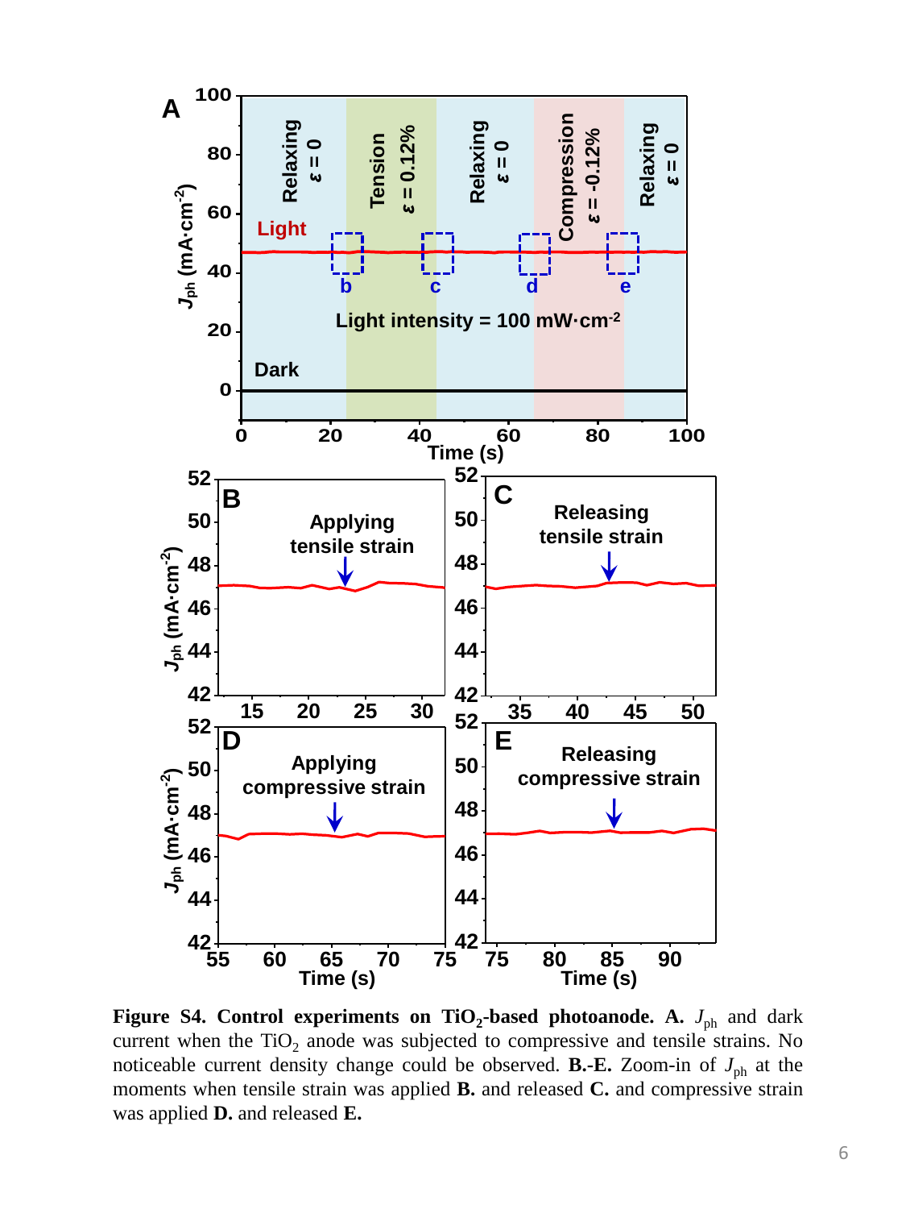**Figure S4. Control experiments on $TiO_2$-based photoanode. A.** $J_{ph}$ and dark current when the $TiO_2$ anode was subjected to compressive and tensile strains. No noticeable current density change could be observed. **B.-E.** Zoom-in of $J_{ph}$ at the moments when tensile strain was applied **B.** and released **C.** and compressive strain was applied **D.** and released **E.**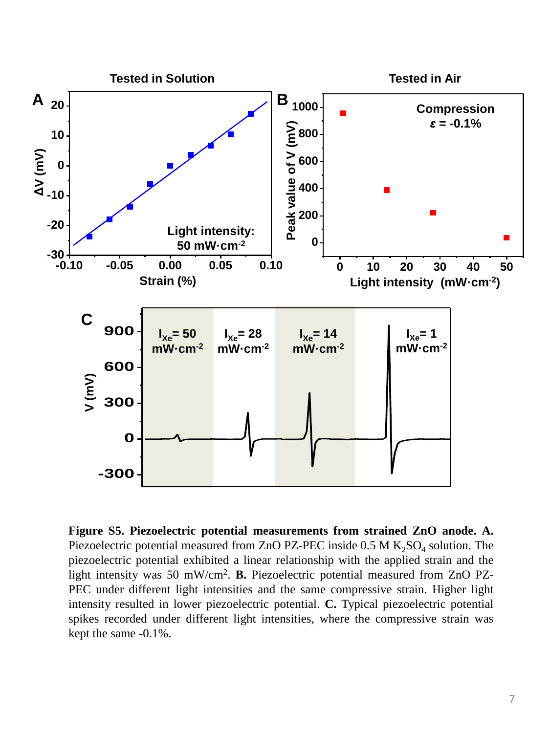**Figure S5. Piezoelectric potential measurements from strained ZnO anode. A.** Piezoelectric potential measured from ZnO PZ-PEC inside 0.5 M $K_2SO_4$ solution. The piezoelectric potential exhibited a linear relationship with the applied strain and the light intensity was 50 mW/cm$^2$. **B.** Piezoelectric potential measured from ZnO PZ-PEC under different light intensities and the same compressive strain. Higher light intensity resulted in lower piezoelectric potential. **C.** Typical piezoelectric potential spikes recorded under different light intensities, where the compressive strain was kept the same -0.1%.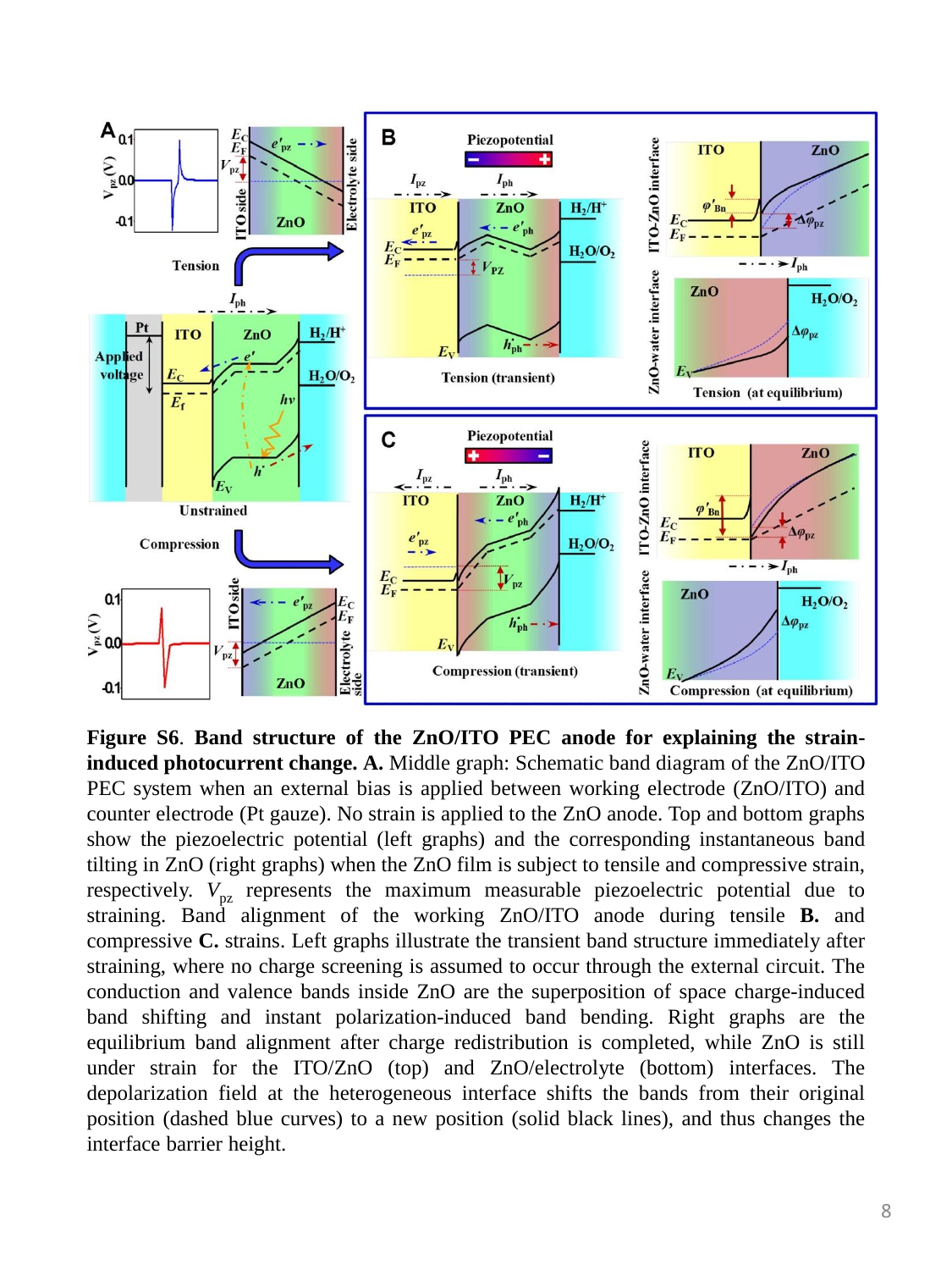A

0.1

0.0

-0.1

$V_{pz}$ (V)

$E_C$

$E_F$

$e'_{pz}$

$V_{pz}$

ITO side

ZnO

Electrolyte side

Tension

$I_{ph}$

Pt

ITO

ZnO

$H_2/H^+$

Applied voltage

$E_C$

$E_f$

$e'$

$H_2O/O_2$

$h\nu$

$h'$

$E_V$

Unstrained

Compression

0.1

0.0

-0.1

$V_{pz}$ (V)

ITO side

$e'_{pz}$

$E_C$

$E_F$

$V_{pz}$

ZnO

Electrolyte side

B

Piezopotential

$I_{pz}$

$I_{ph}$

ITO

ZnO

$H_2/H^+$

$e'_{pz}$

$e'_{ph}$

$E_C$

$E_F$

$H_2O/O_2$

$V_{PZ}$

$E_V$

$h'_{ph}$

Tension (transient)

ITO-ZnO interface

ITO

ZnO

$\varphi'_{Bn}$

$E_C$

$E_F$

$\Delta\varphi_{pz}$

$I_{ph}$

ZnO-water interface

ZnO

$H_2O/O_2$

$\Delta\varphi_{pz}$

$E_V$

Tension (at equilibrium)

C

Piezopotential

$I_{pz}$

$I_{ph}$

ITO

ZnO

$H_2/H^+$

$e'_{ph}$

$e'_{pz}$

$H_2O/O_2$

$E_C$

$E_F$

$V_{pz}$

$h'_{ph}$

$E_V$

Compression (transient)

ITO-ZnO interface

ITO

ZnO

$\varphi'_{Bn}$

$E_C$

$E_F$

$\Delta\varphi_{pz}$

$I_{ph}$

ZnO-water interface

ZnO

$H_2O/O_2$

$\Delta\varphi_{pz}$

$E_V$

Compression (at equilibrium)

**Figure S6**. **Band structure of the ZnO/ITO PEC anode for explaining the strain-induced photocurrent change. A.** Middle graph: Schematic band diagram of the ZnO/ITO PEC system when an external bias is applied between working electrode (ZnO/ITO) and counter electrode (Pt gauze). No strain is applied to the ZnO anode. Top and bottom graphs show the piezoelectric potential (left graphs) and the corresponding instantaneous band tilting in ZnO (right graphs) when the ZnO film is subject to tensile and compressive strain, respectively. $V_{pz}$ represents the maximum measurable piezoelectric potential due to straining. Band alignment of the working ZnO/ITO anode during tensile **B.** and compressive **C.** strains. Left graphs illustrate the transient band structure immediately after straining, where no charge screening is assumed to occur through the external circuit. The conduction and valence bands inside ZnO are the superposition of space charge-induced band shifting and instant polarization-induced band bending. Right graphs are the equilibrium band alignment after charge redistribution is completed, while ZnO is still under strain for the ITO/ZnO (top) and ZnO/electrolyte (bottom) interfaces. The depolarization field at the heterogeneous interface shifts the bands from their original position (dashed blue curves) to a new position (solid black lines), and thus changes the interface barrier height.